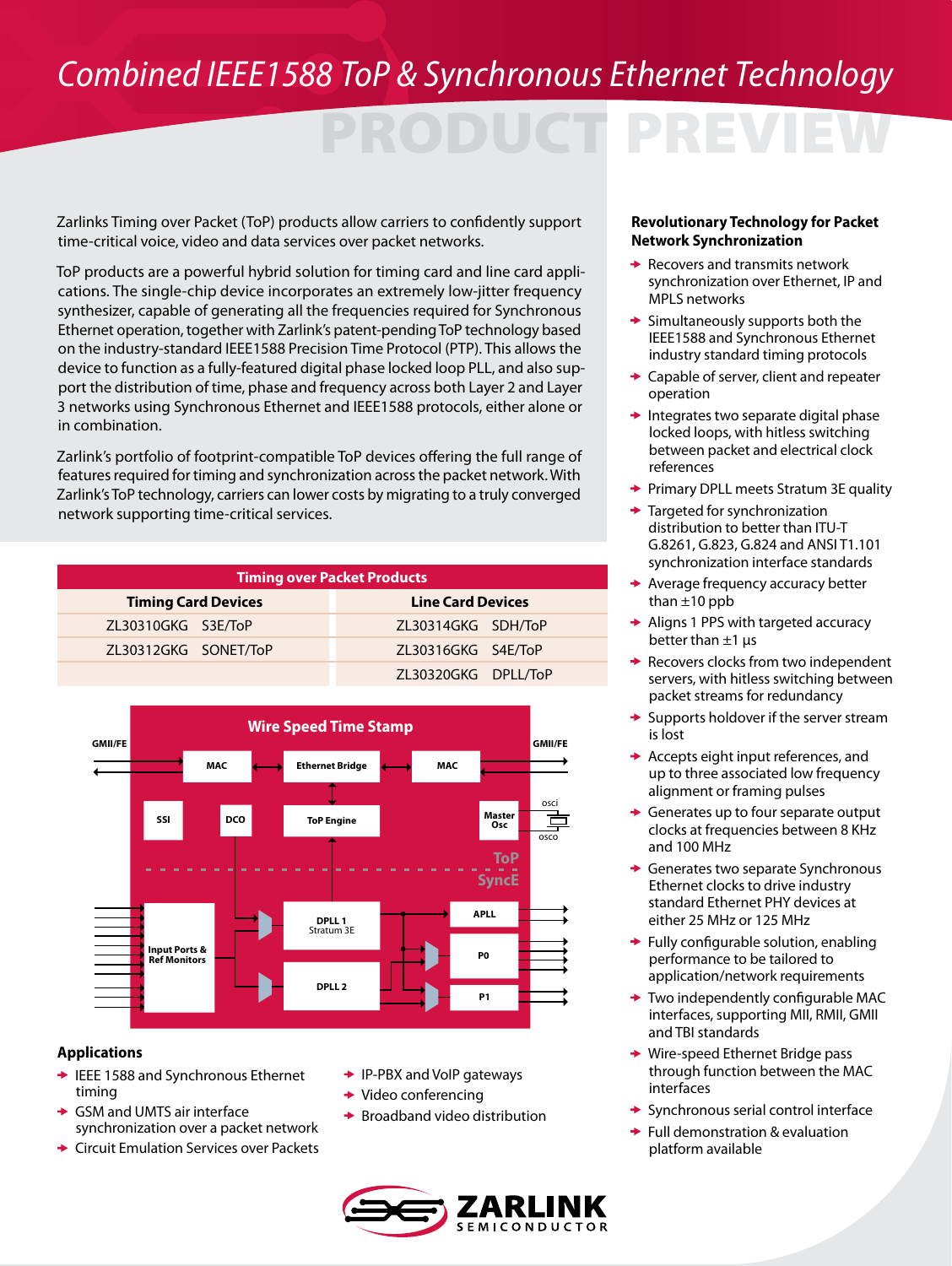# Combined IEEE1588 ToP & Synchronous Ethernet Technology

PRODUCT PREVIEW

Zarlinks Timing over Packet (ToP) products allow carriers to confidently support time-critical voice, video and data services over packet networks.

ToP products are a powerful hybrid solution for timing card and line card applications. The single-chip device incorporates an extremely low-jitter frequency synthesizer, capable of generating all the frequencies required for Synchronous Ethernet operation, together with Zarlink's patent-pending ToP technology based on the industry-standard IEEE1588 Precision Time Protocol (PTP). This allows the device to function as a fully-featured digital phase locked loop PLL, and also support the distribution of time, phase and frequency across both Layer 2 and Layer 3 networks using Synchronous Ethernet and IEEE1588 protocols, either alone or in combination.

Zarlink's portfolio of footprint-compatible ToP devices offering the full range of features required for timing and synchronization across the packet network. With Zarlink's ToP technology, carriers can lower costs by migrating to a truly converged network supporting time-critical services.

| Timing over Packet Products | |
|---|---|
| **Timing Card Devices** | **Line Card Devices** |
| ZL30310GKG S3E/ToP | ZL30314GKG SDH/ToP |
| ZL30312GKG SONET/ToP | ZL30316GKG S4E/ToP |
| | ZL30320GKG DPLL/ToP |

Wire Speed Time Stamp

GMII/FE, MAC, Ethernet Bridge, MAC, GMII/FE, SSI, DCO, ToP Engine, Master Osc, osci, osco, ToP, SyncE, Input Ports & Ref Monitors, DPLL 1 Stratum 3E, DPLL 2, APLL, P0, P1

## Applications

- IEEE 1588 and Synchronous Ethernet timing
- GSM and UMTS air interface synchronization over a packet network
- Circuit Emulation Services over Packets
- IP-PBX and VoIP gateways
- Video conferencing
- Broadband video distribution

## Revolutionary Technology for Packet Network Synchronization

- Recovers and transmits network synchronization over Ethernet, IP and MPLS networks
- Simultaneously supports both the IEEE1588 and Synchronous Ethernet industry standard timing protocols
- Capable of server, client and repeater operation
- Integrates two separate digital phase locked loops, with hitless switching between packet and electrical clock references
- Primary DPLL meets Stratum 3E quality
- Targeted for synchronization distribution to better than ITU-T G.8261, G.823, G.824 and ANSI T1.101 synchronization interface standards
- Average frequency accuracy better than ±10 ppb
- Aligns 1 PPS with targeted accuracy better than ±1 µs
- Recovers clocks from two independent servers, with hitless switching between packet streams for redundancy
- Supports holdover if the server stream is lost
- Accepts eight input references, and up to three associated low frequency alignment or framing pulses
- Generates up to four separate output clocks at frequencies between 8 KHz and 100 MHz
- Generates two separate Synchronous Ethernet clocks to drive industry standard Ethernet PHY devices at either 25 MHz or 125 MHz
- Fully configurable solution, enabling performance to be tailored to application/network requirements
- Two independently configurable MAC interfaces, supporting MII, RMII, GMII and TBI standards
- Wire-speed Ethernet Bridge pass through function between the MAC interfaces
- Synchronous serial control interface
- Full demonstration & evaluation platform available

ZARLINK SEMICONDUCTOR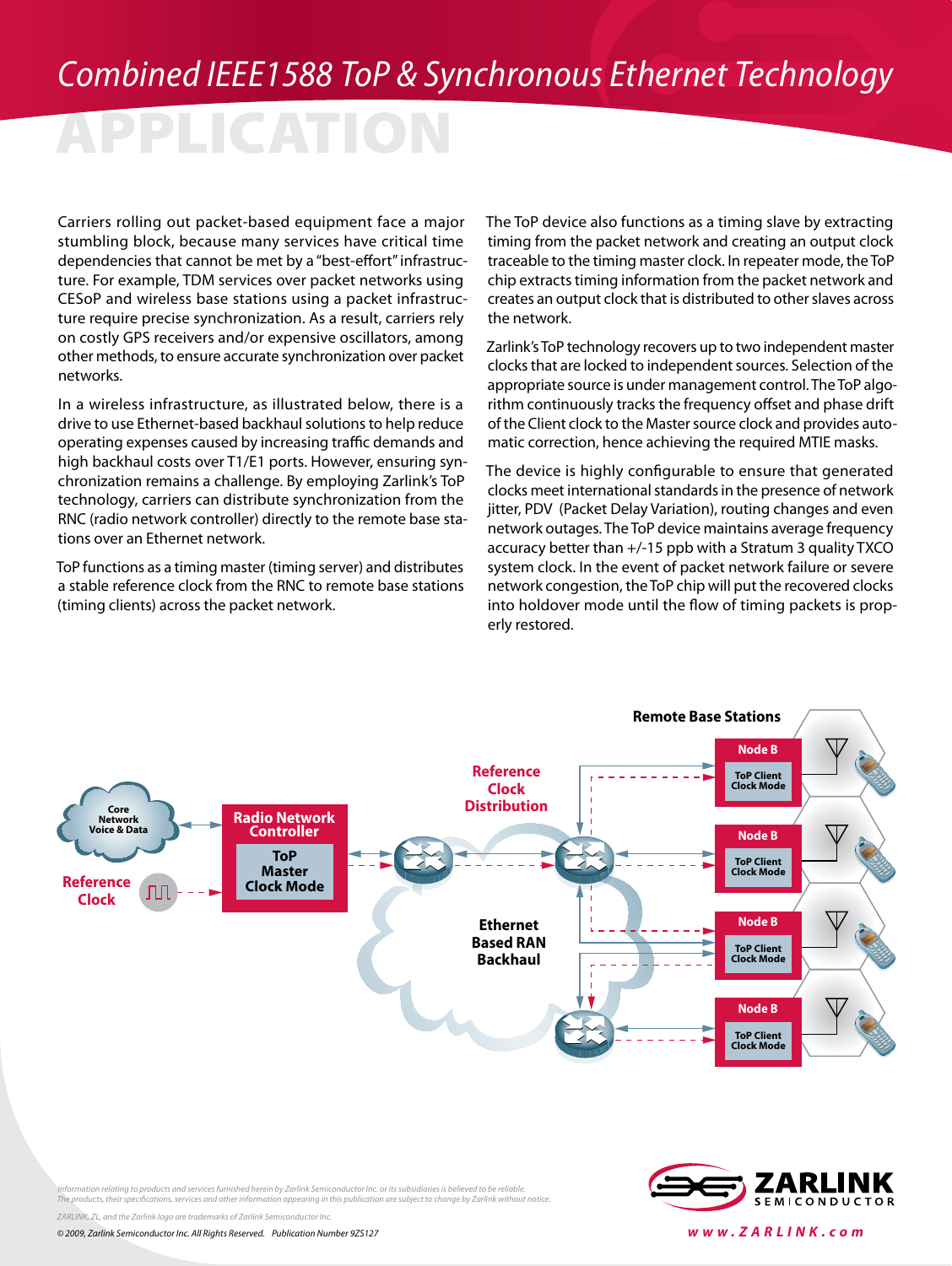# Combined IEEE1588 ToP & Synchronous Ethernet Technology

## APPLICATION

Carriers rolling out packet-based equipment face a major stumbling block, because many services have critical time dependencies that cannot be met by a "best-effort" infrastructure. For example, TDM services over packet networks using CESoP and wireless base stations using a packet infrastructure require precise synchronization. As a result, carriers rely on costly GPS receivers and/or expensive oscillators, among other methods, to ensure accurate synchronization over packet networks.

In a wireless infrastructure, as illustrated below, there is a drive to use Ethernet-based backhaul solutions to help reduce operating expenses caused by increasing traffic demands and high backhaul costs over T1/E1 ports. However, ensuring synchronization remains a challenge. By employing Zarlink's ToP technology, carriers can distribute synchronization from the RNC (radio network controller) directly to the remote base stations over an Ethernet network.

ToP functions as a timing master (timing server) and distributes a stable reference clock from the RNC to remote base stations (timing clients) across the packet network.

The ToP device also functions as a timing slave by extracting timing from the packet network and creating an output clock traceable to the timing master clock. In repeater mode, the ToP chip extracts timing information from the packet network and creates an output clock that is distributed to other slaves across the network.

Zarlink's ToP technology recovers up to two independent master clocks that are locked to independent sources. Selection of the appropriate source is under management control. The ToP algorithm continuously tracks the frequency offset and phase drift of the Client clock to the Master source clock and provides automatic correction, hence achieving the required MTIE masks.

The device is highly configurable to ensure that generated clocks meet international standards in the presence of network jitter, PDV (Packet Delay Variation), routing changes and even network outages. The ToP device maintains average frequency accuracy better than +/-15 ppb with a Stratum 3 quality TXCO system clock. In the event of packet network failure or severe network congestion, the ToP chip will put the recovered clocks into holdover mode until the flow of timing packets is properly restored.

Core Network Voice & Data

Reference Clock

Radio Network Controller

ToP Master Clock Mode

Reference Clock Distribution

Ethernet Based RAN Backhaul

Remote Base Stations

Node B

ToP Client Clock Mode

Node B

ToP Client Clock Mode

Node B

ToP Client Clock Mode

Node B

ToP Client Clock Mode

*Information relating to products and services furnished herein by Zarlink Semiconductor Inc. or its subsidiaries is believed to be reliable. The products, their specifications, services and other information appearing in this publication are subject to change by Zarlink without notice.*

*ZARLINK, ZL, and the Zarlink logo are trademarks of Zarlink Semiconductor Inc.*

*© 2009, Zarlink Semiconductor Inc. All Rights Reserved. Publication Number 9ZS127*

ZARLINK SEMICONDUCTOR

*www.ZARLINK.com*